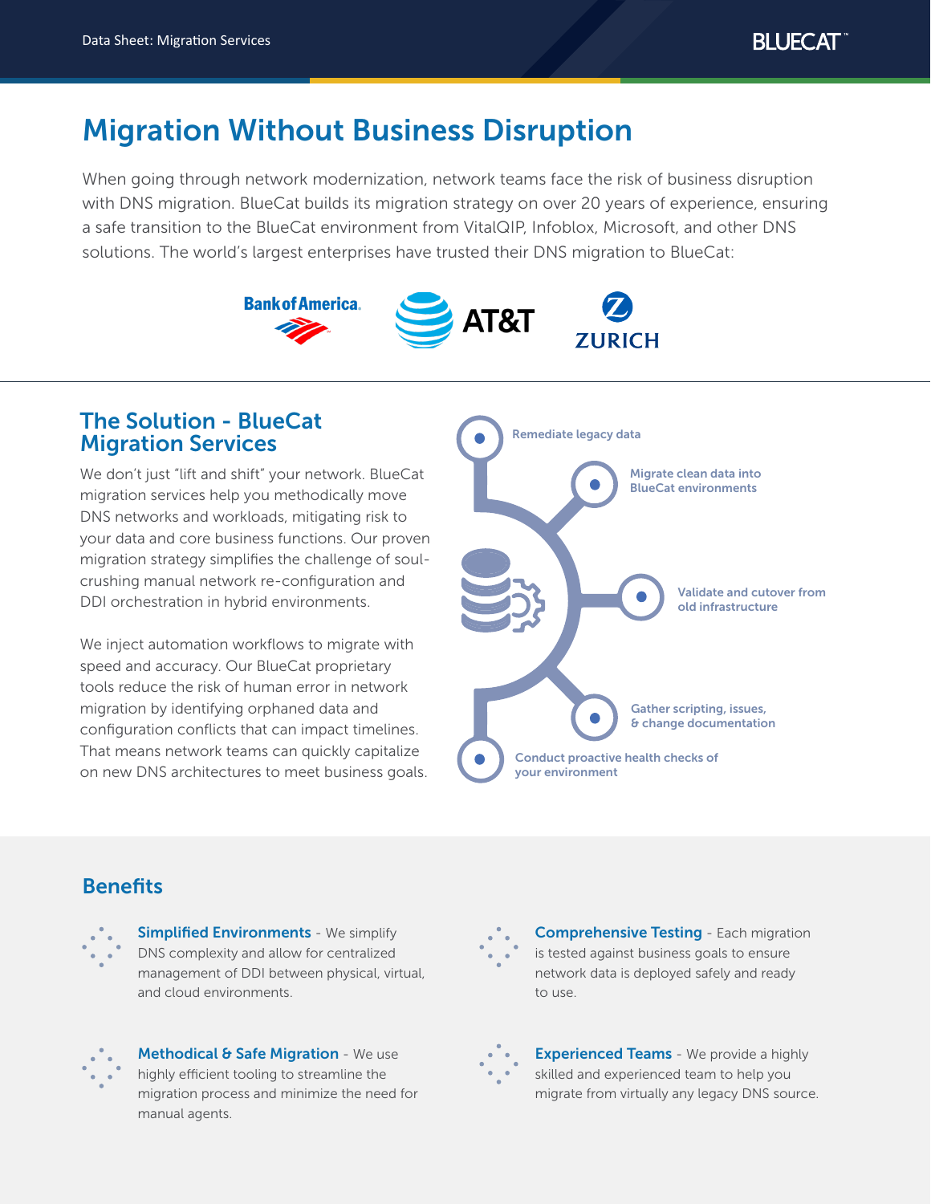# Migration Without Business Disruption

When going through network modernization, network teams face the risk of business disruption with DNS migration. BlueCat builds its migration strategy on over 20 years of experience, ensuring a safe transition to the BlueCat environment from VitalQIP, Infoblox, Microsoft, and other DNS solutions. The world's largest enterprises have trusted their DNS migration to BlueCat:

Bank of America. AT&T ZURICH

## The Solution - BlueCat Migration Services

We don't just "lift and shift" your network. BlueCat migration services help you methodically move DNS networks and workloads, mitigating risk to your data and core business functions. Our proven migration strategy simplifies the challenge of soul-crushing manual network re-configuration and DDI orchestration in hybrid environments.

We inject automation workflows to migrate with speed and accuracy. Our BlueCat proprietary tools reduce the risk of human error in network migration by identifying orphaned data and configuration conflicts that can impact timelines. That means network teams can quickly capitalize on new DNS architectures to meet business goals.

- Remediate legacy data
- Migrate clean data into BlueCat environments
- Validate and cutover from old infrastructure
- Gather scripting, issues, & change documentation
- Conduct proactive health checks of your environment

## Benefits

**Simplified Environments** - We simplify DNS complexity and allow for centralized management of DDI between physical, virtual, and cloud environments.

**Comprehensive Testing** - Each migration is tested against business goals to ensure network data is deployed safely and ready to use.

**Methodical & Safe Migration** - We use highly efficient tooling to streamline the migration process and minimize the need for manual agents.

**Experienced Teams** - We provide a highly skilled and experienced team to help you migrate from virtually any legacy DNS source.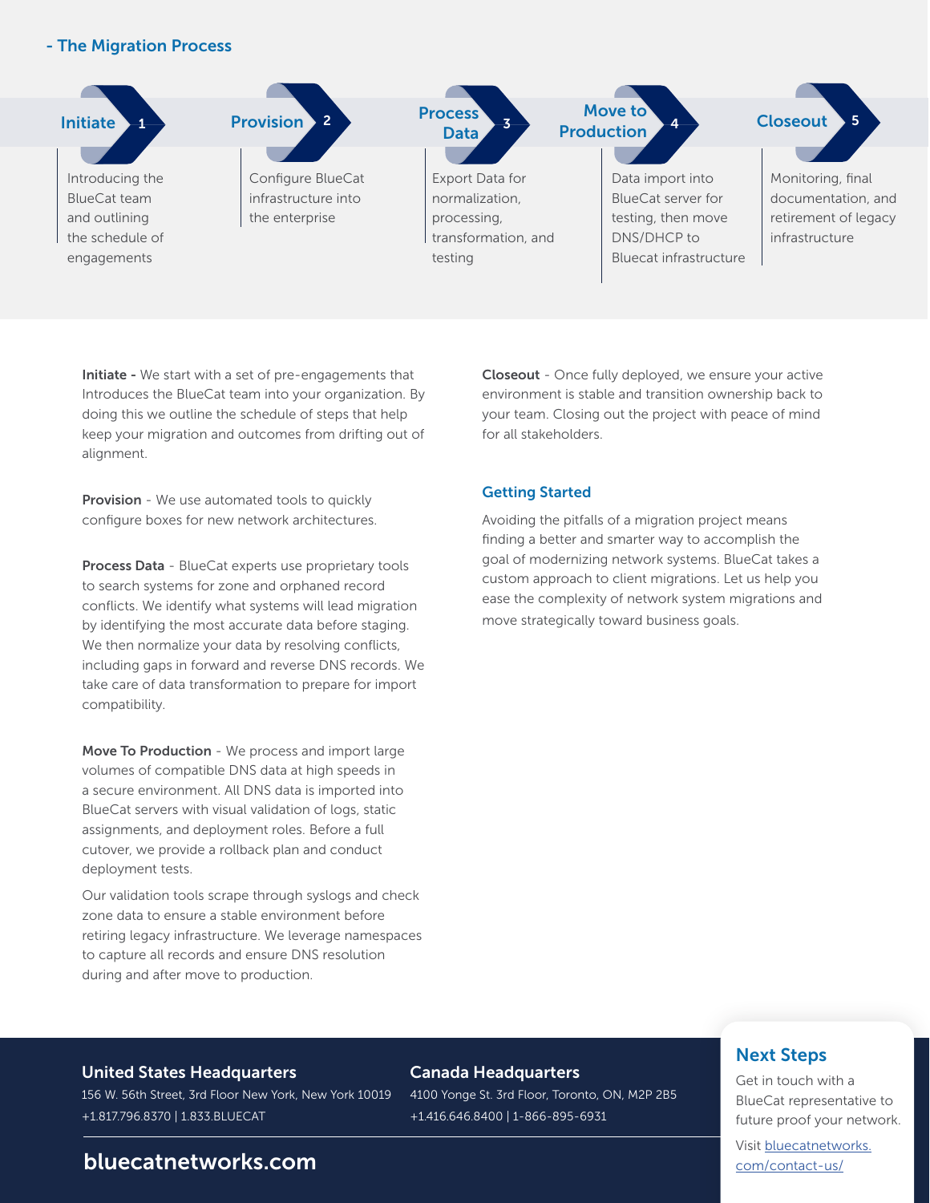## - The Migration Process

**Initiate** 1
Introducing the BlueCat team and outlining the schedule of engagements

**Provision** 2
Configure BlueCat infrastructure into the enterprise

**Process Data** 3
Export Data for normalization, processing, transformation, and testing

**Move to Production** 4
Data import into BlueCat server for testing, then move DNS/DHCP to Bluecat infrastructure

**Closeout** 5
Monitoring, final documentation, and retirement of legacy infrastructure

**Initiate -** We start with a set of pre-engagements that Introduces the BlueCat team into your organization. By doing this we outline the schedule of steps that help keep your migration and outcomes from drifting out of alignment.

**Provision** - We use automated tools to quickly configure boxes for new network architectures.

**Process Data** - BlueCat experts use proprietary tools to search systems for zone and orphaned record conflicts. We identify what systems will lead migration by identifying the most accurate data before staging. We then normalize your data by resolving conflicts, including gaps in forward and reverse DNS records. We take care of data transformation to prepare for import compatibility.

**Move To Production** - We process and import large volumes of compatible DNS data at high speeds in a secure environment. All DNS data is imported into BlueCat servers with visual validation of logs, static assignments, and deployment roles. Before a full cutover, we provide a rollback plan and conduct deployment tests.

Our validation tools scrape through syslogs and check zone data to ensure a stable environment before retiring legacy infrastructure. We leverage namespaces to capture all records and ensure DNS resolution during and after move to production.

**Closeout** - Once fully deployed, we ensure your active environment is stable and transition ownership back to your team. Closing out the project with peace of mind for all stakeholders.

### Getting Started

Avoiding the pitfalls of a migration project means finding a better and smarter way to accomplish the goal of modernizing network systems. BlueCat takes a custom approach to client migrations. Let us help you ease the complexity of network system migrations and move strategically toward business goals.

**United States Headquarters**
156 W. 56th Street, 3rd Floor New York, New York 10019
+1.817.796.8370 | 1.833.BLUECAT

**Canada Headquarters**
4100 Yonge St. 3rd Floor, Toronto, ON, M2P 2B5
+1.416.646.8400 | 1-866-895-6931

**bluecatnetworks.com**

### Next Steps

Get in touch with a BlueCat representative to future proof your network.

Visit bluecatnetworks.com/contact-us/